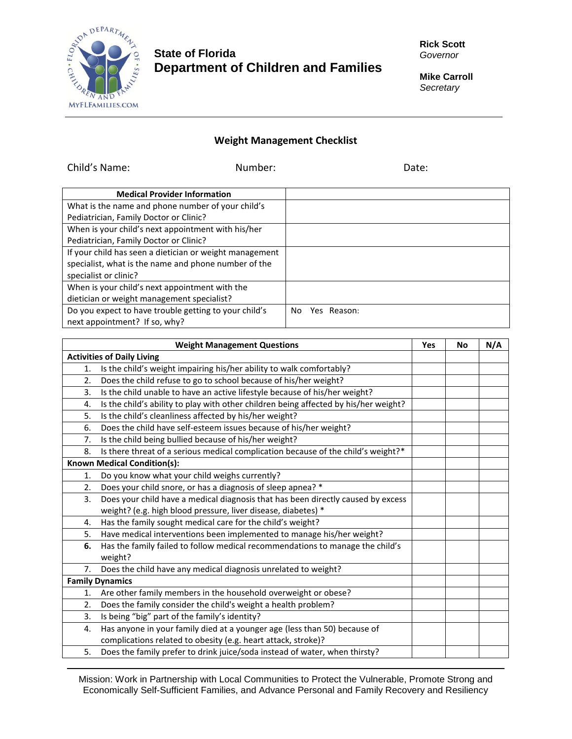**State of Florida**
**Department of Children and Families**

**Rick Scott**
*Governor*

**Mike Carroll**
*Secretary*

## Weight Management Checklist

Child's Name: Number: Date:

| Medical Provider Information | |
|---|---|
| What is the name and phone number of your child's Pediatrician, Family Doctor or Clinic? | |
| When is your child's next appointment with his/her Pediatrician, Family Doctor or Clinic? | |
| If your child has seen a dietician or weight management specialist, what is the name and phone number of the specialist or clinic? | |
| When is your child's next appointment with the dietician or weight management specialist? | |
| Do you expect to have trouble getting to your child's next appointment? If so, why? | No Yes Reason: |

| Weight Management Questions | Yes | No | N/A |
|---|---|---|---|
| **Activities of Daily Living** | | | |
| 1. Is the child's weight impairing his/her ability to walk comfortably? | | | |
| 2. Does the child refuse to go to school because of his/her weight? | | | |
| 3. Is the child unable to have an active lifestyle because of his/her weight? | | | |
| 4. Is the child's ability to play with other children being affected by his/her weight? | | | |
| 5. Is the child's cleanliness affected by his/her weight? | | | |
| 6. Does the child have self-esteem issues because of his/her weight? | | | |
| 7. Is the child being bullied because of his/her weight? | | | |
| 8. Is there threat of a serious medical complication because of the child's weight?* | | | |
| **Known Medical Condition(s):** | | | |
| 1. Do you know what your child weighs currently? | | | |
| 2. Does your child snore, or has a diagnosis of sleep apnea? * | | | |
| 3. Does your child have a medical diagnosis that has been directly caused by excess weight? (e.g. high blood pressure, liver disease, diabetes) * | | | |
| 4. Has the family sought medical care for the child's weight? | | | |
| 5. Have medical interventions been implemented to manage his/her weight? | | | |
| **6.** Has the family failed to follow medical recommendations to manage the child's weight? | | | |
| 7. Does the child have any medical diagnosis unrelated to weight? | | | |
| **Family Dynamics** | | | |
| 1. Are other family members in the household overweight or obese? | | | |
| 2. Does the family consider the child's weight a health problem? | | | |
| 3. Is being "big" part of the family's identity? | | | |
| 4. Has anyone in your family died at a younger age (less than 50) because of complications related to obesity (e.g. heart attack, stroke)? | | | |
| 5. Does the family prefer to drink juice/soda instead of water, when thirsty? | | | |

Mission: Work in Partnership with Local Communities to Protect the Vulnerable, Promote Strong and Economically Self-Sufficient Families, and Advance Personal and Family Recovery and Resiliency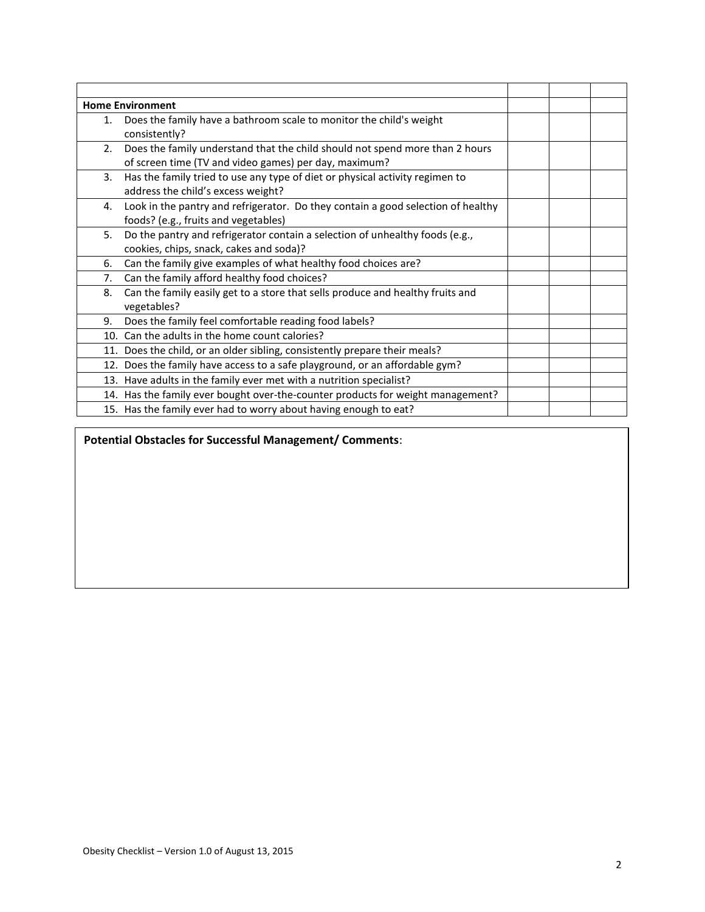| | | | |
|---|---|---|---|
| **Home Environment** | | | |
| 1. Does the family have a bathroom scale to monitor the child's weight consistently? | | | |
| 2. Does the family understand that the child should not spend more than 2 hours of screen time (TV and video games) per day, maximum? | | | |
| 3. Has the family tried to use any type of diet or physical activity regimen to address the child's excess weight? | | | |
| 4. Look in the pantry and refrigerator. Do they contain a good selection of healthy foods? (e.g., fruits and vegetables) | | | |
| 5. Do the pantry and refrigerator contain a selection of unhealthy foods (e.g., cookies, chips, snack, cakes and soda)? | | | |
| 6. Can the family give examples of what healthy food choices are? | | | |
| 7. Can the family afford healthy food choices? | | | |
| 8. Can the family easily get to a store that sells produce and healthy fruits and vegetables? | | | |
| 9. Does the family feel comfortable reading food labels? | | | |
| 10. Can the adults in the home count calories? | | | |
| 11. Does the child, or an older sibling, consistently prepare their meals? | | | |
| 12. Does the family have access to a safe playground, or an affordable gym? | | | |
| 13. Have adults in the family ever met with a nutrition specialist? | | | |
| 14. Has the family ever bought over-the-counter products for weight management? | | | |
| 15. Has the family ever had to worry about having enough to eat? | | | |

**Potential Obstacles for Successful Management/ Comments**:

Obesity Checklist – Version 1.0 of August 13, 2015